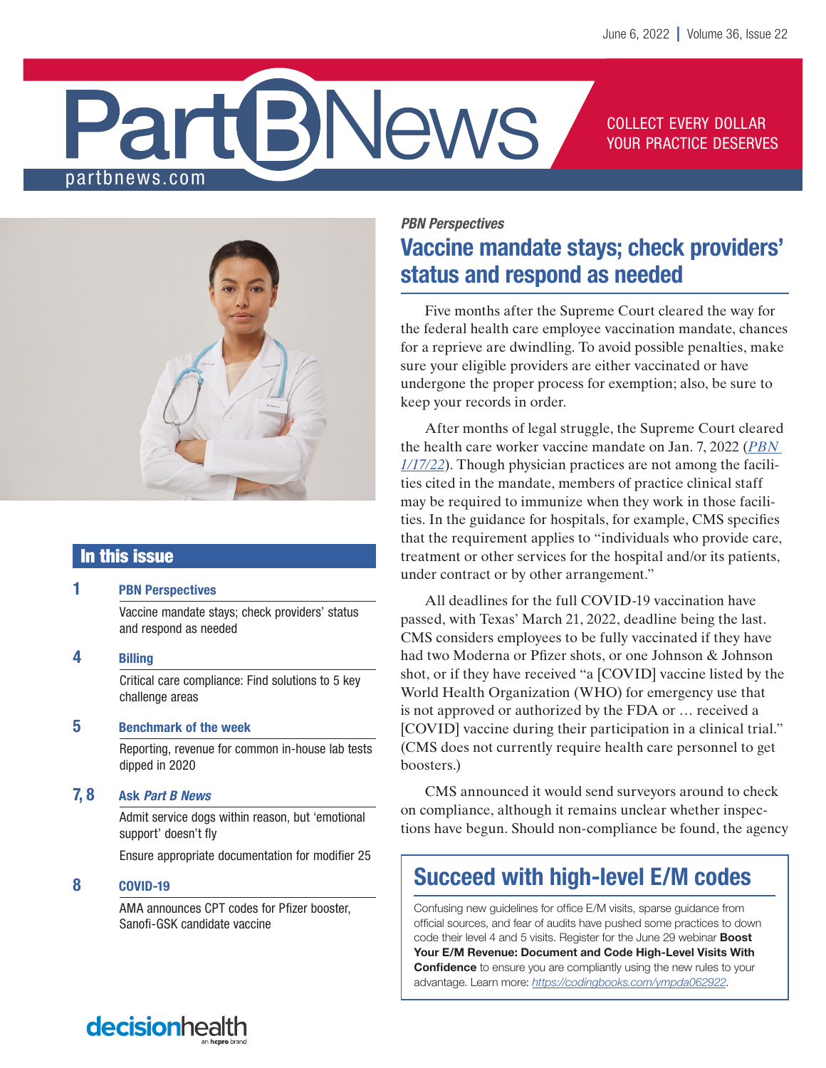# Part B News

partbnews.com

COLLECT EVERY DOLLAR YOUR PRACTICE DESERVES

## In this issue

**1 PBN Perspectives**

Vaccine mandate stays; check providers' status and respond as needed

**4 Billing**

Critical care compliance: Find solutions to 5 key challenge areas

**5 Benchmark of the week**

Reporting, revenue for common in-house lab tests dipped in 2020

**7, 8 Ask *Part B News***

Admit service dogs within reason, but 'emotional support' doesn't fly

Ensure appropriate documentation for modifier 25

**8 COVID-19**

AMA announces CPT codes for Pfizer booster, Sanofi-GSK candidate vaccine

*PBN Perspectives*

## Vaccine mandate stays; check providers' status and respond as needed

Five months after the Supreme Court cleared the way for the federal health care employee vaccination mandate, chances for a reprieve are dwindling. To avoid possible penalties, make sure your eligible providers are either vaccinated or have undergone the proper process for exemption; also, be sure to keep your records in order.

After months of legal struggle, the Supreme Court cleared the health care worker vaccine mandate on Jan. 7, 2022 (*PBN 1/17/22*). Though physician practices are not among the facilities cited in the mandate, members of practice clinical staff may be required to immunize when they work in those facilities. In the guidance for hospitals, for example, CMS specifies that the requirement applies to "individuals who provide care, treatment or other services for the hospital and/or its patients, under contract or by other arrangement."

All deadlines for the full COVID-19 vaccination have passed, with Texas' March 21, 2022, deadline being the last. CMS considers employees to be fully vaccinated if they have had two Moderna or Pfizer shots, or one Johnson & Johnson shot, or if they have received "a [COVID] vaccine listed by the World Health Organization (WHO) for emergency use that is not approved or authorized by the FDA or … received a [COVID] vaccine during their participation in a clinical trial." (CMS does not currently require health care personnel to get boosters.)

CMS announced it would send surveyors around to check on compliance, although it remains unclear whether inspections have begun. Should non-compliance be found, the agency

## Succeed with high-level E/M codes

Confusing new guidelines for office E/M visits, sparse guidance from official sources, and fear of audits have pushed some practices to down code their level 4 and 5 visits. Register for the June 29 webinar **Boost Your E/M Revenue: Document and Code High-Level Visits With Confidence** to ensure you are compliantly using the new rules to your advantage. Learn more: https://codingbooks.com/ympda062922.

decisionhealth an hcpro brand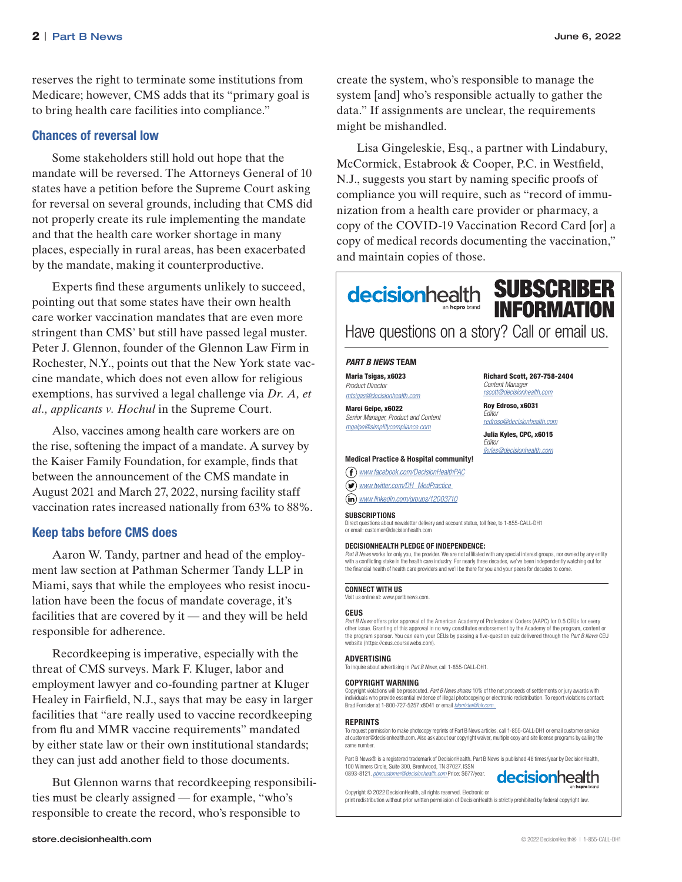reserves the right to terminate some institutions from Medicare; however, CMS adds that its "primary goal is to bring health care facilities into compliance."

## Chances of reversal low

Some stakeholders still hold out hope that the mandate will be reversed. The Attorneys General of 10 states have a petition before the Supreme Court asking for reversal on several grounds, including that CMS did not properly create its rule implementing the mandate and that the health care worker shortage in many places, especially in rural areas, has been exacerbated by the mandate, making it counterproductive.

Experts find these arguments unlikely to succeed, pointing out that some states have their own health care worker vaccination mandates that are even more stringent than CMS' but still have passed legal muster. Peter J. Glennon, founder of the Glennon Law Firm in Rochester, N.Y., points out that the New York state vaccine mandate, which does not even allow for religious exemptions, has survived a legal challenge via *Dr. A, et al., applicants v. Hochul* in the Supreme Court.

Also, vaccines among health care workers are on the rise, softening the impact of a mandate. A survey by the Kaiser Family Foundation, for example, finds that between the announcement of the CMS mandate in August 2021 and March 27, 2022, nursing facility staff vaccination rates increased nationally from 63% to 88%.

## Keep tabs before CMS does

Aaron W. Tandy, partner and head of the employment law section at Pathman Schermer Tandy LLP in Miami, says that while the employees who resist inoculation have been the focus of mandate coverage, it's facilities that are covered by it — and they will be held responsible for adherence.

Recordkeeping is imperative, especially with the threat of CMS surveys. Mark F. Kluger, labor and employment lawyer and co-founding partner at Kluger Healey in Fairfield, N.J., says that may be easy in larger facilities that "are really used to vaccine recordkeeping from flu and MMR vaccine requirements" mandated by either state law or their own institutional standards; they can just add another field to those documents.

But Glennon warns that recordkeeping responsibilities must be clearly assigned — for example, "who's responsible to create the record, who's responsible to create the system, who's responsible to manage the system [and] who's responsible actually to gather the data." If assignments are unclear, the requirements might be mishandled.

Lisa Gingeleskie, Esq., a partner with Lindabury, McCormick, Estabrook & Cooper, P.C. in Westfield, N.J., suggests you start by naming specific proofs of compliance you will require, such as "record of immunization from a health care provider or pharmacy, a copy of the COVID-19 Vaccination Record Card [or] a copy of medical records documenting the vaccination," and maintain copies of those.

---

**decisionhealth** an hcpro brand

# SUBSCRIBER INFORMATION

Have questions on a story? Call or email us.

### *PART B NEWS* TEAM

**Maria Tsigas, x6023**
*Product Director*
*mtsigas@decisionhealth.com*

**Marci Geipe, x6022**
*Senior Manager, Product and Content*
*mgeipe@simplifycompliance.com*

**Richard Scott, 267-758-2404**
*Content Manager*
*rscott@decisionhealth.com*

**Roy Edroso, x6031**
*Editor*
*redroso@decisionhealth.com*

**Julia Kyles, CPC, x6015**
*Editor*
*jkyles@decisionhealth.com*

**Medical Practice & Hospital community!**

- www.facebook.com/DecisionHealthPAC
- www.twitter.com/DH_MedPractice
- www.linkedin.com/groups/12003710

**SUBSCRIPTIONS**
Direct questions about newsletter delivery and account status, toll free, to 1-855-CALL-DH1 or email: customer@decisionhealth.com

**DECISIONHEALTH PLEDGE OF INDEPENDENCE:**
*Part B News* works for only you, the provider. We are not affiliated with any special interest groups, nor owned by any entity with a conflicting stake in the health care industry. For nearly three decades, we've been independently watching out for the financial health of health care providers and we'll be there for you and your peers for decades to come.

**CONNECT WITH US**
Visit us online at: www.partbnews.com.

**CEUS**
*Part B News* offers prior approval of the American Academy of Professional Coders (AAPC) for 0.5 CEUs for every other issue. Granting of this approval in no way constitutes endorsement by the Academy of the program, content or the program sponsor. You can earn your CEUs by passing a five-question quiz delivered through the *Part B News* CEU website (https://ceus.coursewebs.com).

**ADVERTISING**
To inquire about advertising in *Part B News*, call 1-855-CALL-DH1.

**COPYRIGHT WARNING**
Copyright violations will be prosecuted. *Part B News shares* 10% of the net proceeds of settlements or jury awards with individuals who provide essential evidence of illegal photocopying or electronic redistribution. To report violations contact: Brad Forrister at 1-800-727-5257 x8041 or email *bforrister@blr.com.*

**REPRINTS**
To request permission to make photocopy reprints of Part B News articles, call 1-855-CALL-DH1 or email customer service at customer@decisionhealth.com. Also ask about our copyright waiver, multiple copy and site license programs by calling the same number.

Part B News® is a registered trademark of DecisionHealth. Part B News is published 48 times/year by DecisionHealth, 100 Winners Circle, Suite 300, Brentwood, TN 37027. ISSN 0893-8121. *pbncustomer@decisionhealth.com* Price: $677/year.

Copyright © 2022 DecisionHealth, all rights reserved. Electronic or print redistribution without prior written permission of DecisionHealth is strictly prohibited by federal copyright law.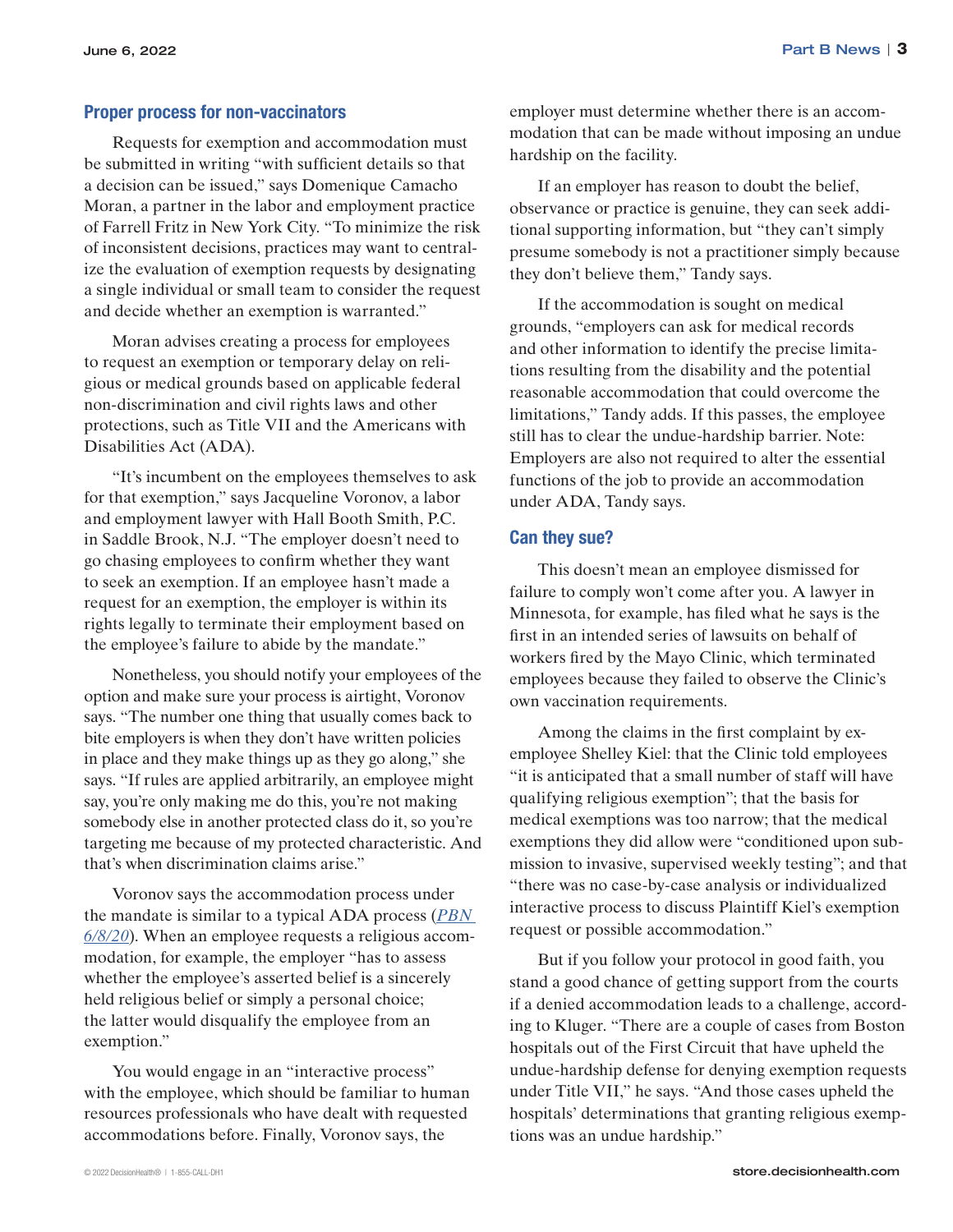## Proper process for non-vaccinators

Requests for exemption and accommodation must be submitted in writing "with sufficient details so that a decision can be issued," says Domenique Camacho Moran, a partner in the labor and employment practice of Farrell Fritz in New York City. "To minimize the risk of inconsistent decisions, practices may want to centralize the evaluation of exemption requests by designating a single individual or small team to consider the request and decide whether an exemption is warranted."

Moran advises creating a process for employees to request an exemption or temporary delay on religious or medical grounds based on applicable federal non-discrimination and civil rights laws and other protections, such as Title VII and the Americans with Disabilities Act (ADA).

"It's incumbent on the employees themselves to ask for that exemption," says Jacqueline Voronov, a labor and employment lawyer with Hall Booth Smith, P.C. in Saddle Brook, N.J. "The employer doesn't need to go chasing employees to confirm whether they want to seek an exemption. If an employee hasn't made a request for an exemption, the employer is within its rights legally to terminate their employment based on the employee's failure to abide by the mandate."

Nonetheless, you should notify your employees of the option and make sure your process is airtight, Voronov says. "The number one thing that usually comes back to bite employers is when they don't have written policies in place and they make things up as they go along," she says. "If rules are applied arbitrarily, an employee might say, you're only making me do this, you're not making somebody else in another protected class do it, so you're targeting me because of my protected characteristic. And that's when discrimination claims arise."

Voronov says the accommodation process under the mandate is similar to a typical ADA process (*PBN 6/8/20*). When an employee requests a religious accommodation, for example, the employer "has to assess whether the employee's asserted belief is a sincerely held religious belief or simply a personal choice; the latter would disqualify the employee from an exemption."

You would engage in an "interactive process" with the employee, which should be familiar to human resources professionals who have dealt with requested accommodations before. Finally, Voronov says, the employer must determine whether there is an accommodation that can be made without imposing an undue hardship on the facility.

If an employer has reason to doubt the belief, observance or practice is genuine, they can seek additional supporting information, but "they can't simply presume somebody is not a practitioner simply because they don't believe them," Tandy says.

If the accommodation is sought on medical grounds, "employers can ask for medical records and other information to identify the precise limitations resulting from the disability and the potential reasonable accommodation that could overcome the limitations," Tandy adds. If this passes, the employee still has to clear the undue-hardship barrier. Note: Employers are also not required to alter the essential functions of the job to provide an accommodation under ADA, Tandy says.

## Can they sue?

This doesn't mean an employee dismissed for failure to comply won't come after you. A lawyer in Minnesota, for example, has filed what he says is the first in an intended series of lawsuits on behalf of workers fired by the Mayo Clinic, which terminated employees because they failed to observe the Clinic's own vaccination requirements.

Among the claims in the first complaint by ex-employee Shelley Kiel: that the Clinic told employees "it is anticipated that a small number of staff will have qualifying religious exemption"; that the basis for medical exemptions was too narrow; that the medical exemptions they did allow were "conditioned upon submission to invasive, supervised weekly testing"; and that "there was no case-by-case analysis or individualized interactive process to discuss Plaintiff Kiel's exemption request or possible accommodation."

But if you follow your protocol in good faith, you stand a good chance of getting support from the courts if a denied accommodation leads to a challenge, according to Kluger. "There are a couple of cases from Boston hospitals out of the First Circuit that have upheld the undue-hardship defense for denying exemption requests under Title VII," he says. "And those cases upheld the hospitals' determinations that granting religious exemptions was an undue hardship."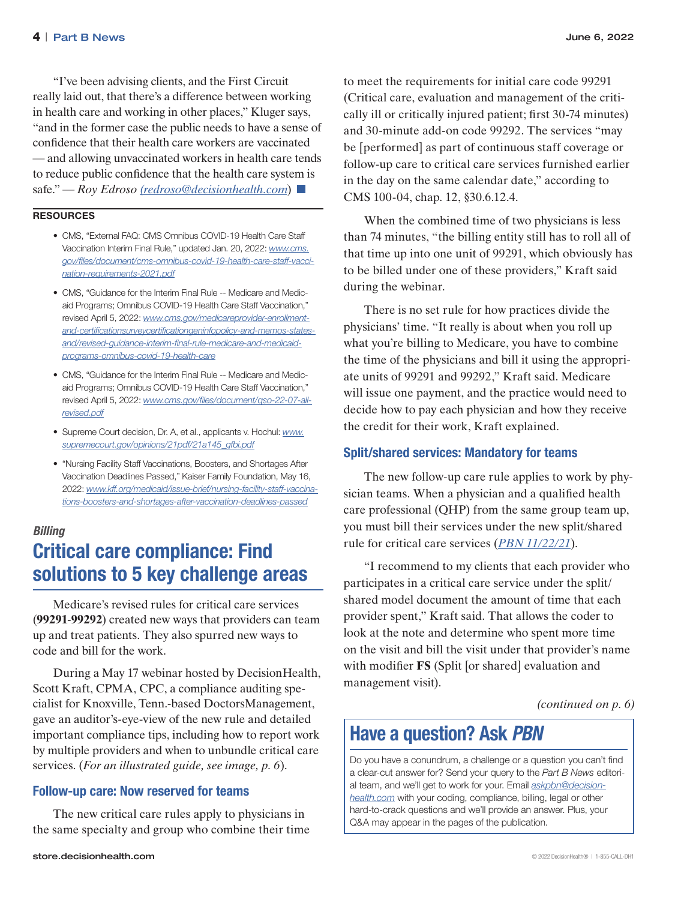"I've been advising clients, and the First Circuit really laid out, that there's a difference between working in health care and working in other places," Kluger says, "and in the former case the public needs to have a sense of confidence that their health care workers are vaccinated — and allowing unvaccinated workers in health care tends to reduce public confidence that the health care system is safe." — *Roy Edroso (redroso@decisionhealth.com)* ■

**RESOURCES**

- CMS, "External FAQ: CMS Omnibus COVID-19 Health Care Staff Vaccination Interim Final Rule," updated Jan. 20, 2022: *www.cms.gov/files/document/cms-omnibus-covid-19-health-care-staff-vaccination-requirements-2021.pdf*
- CMS, "Guidance for the Interim Final Rule -- Medicare and Medicaid Programs; Omnibus COVID-19 Health Care Staff Vaccination," revised April 5, 2022: *www.cms.gov/medicareprovider-enrollment-and-certificationsurveycertificationgeninfopolicy-and-memos-states-and/revised-guidance-interim-final-rule-medicare-and-medicaid-programs-omnibus-covid-19-health-care*
- CMS, "Guidance for the Interim Final Rule -- Medicare and Medicaid Programs; Omnibus COVID-19 Health Care Staff Vaccination," revised April 5, 2022: *www.cms.gov/files/document/qso-22-07-all-revised.pdf*
- Supreme Court decision, Dr. A, et al., applicants v. Hochul: *www.supremecourt.gov/opinions/21pdf/21a145_gfbi.pdf*
- "Nursing Facility Staff Vaccinations, Boosters, and Shortages After Vaccination Deadlines Passed," Kaiser Family Foundation, May 16, 2022: *www.kff.org/medicaid/issue-brief/nursing-facility-staff-vaccinations-boosters-and-shortages-after-vaccination-deadlines-passed*

*Billing*

# Critical care compliance: Find solutions to 5 key challenge areas

Medicare's revised rules for critical care services (**99291-99292**) created new ways that providers can team up and treat patients. They also spurred new ways to code and bill for the work.

During a May 17 webinar hosted by DecisionHealth, Scott Kraft, CPMA, CPC, a compliance auditing specialist for Knoxville, Tenn.-based DoctorsManagement, gave an auditor's-eye-view of the new rule and detailed important compliance tips, including how to report work by multiple providers and when to unbundle critical care services. (*For an illustrated guide, see image, p. 6*).

## Follow-up care: Now reserved for teams

The new critical care rules apply to physicians in the same specialty and group who combine their time to meet the requirements for initial care code 99291 (Critical care, evaluation and management of the critically ill or critically injured patient; first 30-74 minutes) and 30-minute add-on code 99292. The services "may be [performed] as part of continuous staff coverage or follow-up care to critical care services furnished earlier in the day on the same calendar date," according to CMS 100-04, chap. 12, §30.6.12.4.

When the combined time of two physicians is less than 74 minutes, "the billing entity still has to roll all of that time up into one unit of 99291, which obviously has to be billed under one of these providers," Kraft said during the webinar.

There is no set rule for how practices divide the physicians' time. "It really is about when you roll up what you're billing to Medicare, you have to combine the time of the physicians and bill it using the appropriate units of 99291 and 99292," Kraft said. Medicare will issue one payment, and the practice would need to decide how to pay each physician and how they receive the credit for their work, Kraft explained.

## Split/shared services: Mandatory for teams

The new follow-up care rule applies to work by physician teams. When a physician and a qualified health care professional (QHP) from the same group team up, you must bill their services under the new split/shared rule for critical care services (*PBN 11/22/21*).

"I recommend to my clients that each provider who participates in a critical care service under the split/shared model document the amount of time that each provider spent," Kraft said. That allows the coder to look at the note and determine who spent more time on the visit and bill the visit under that provider's name with modifier **FS** (Split [or shared] evaluation and management visit).

*(continued on p. 6)*

## Have a question? Ask *PBN*

Do you have a conundrum, a challenge or a question you can't find a clear-cut answer for? Send your query to the *Part B News* editorial team, and we'll get to work for you. Email *askpbn@decisionhealth.com* with your coding, compliance, billing, legal or other hard-to-crack questions and we'll provide an answer. Plus, your Q&A may appear in the pages of the publication.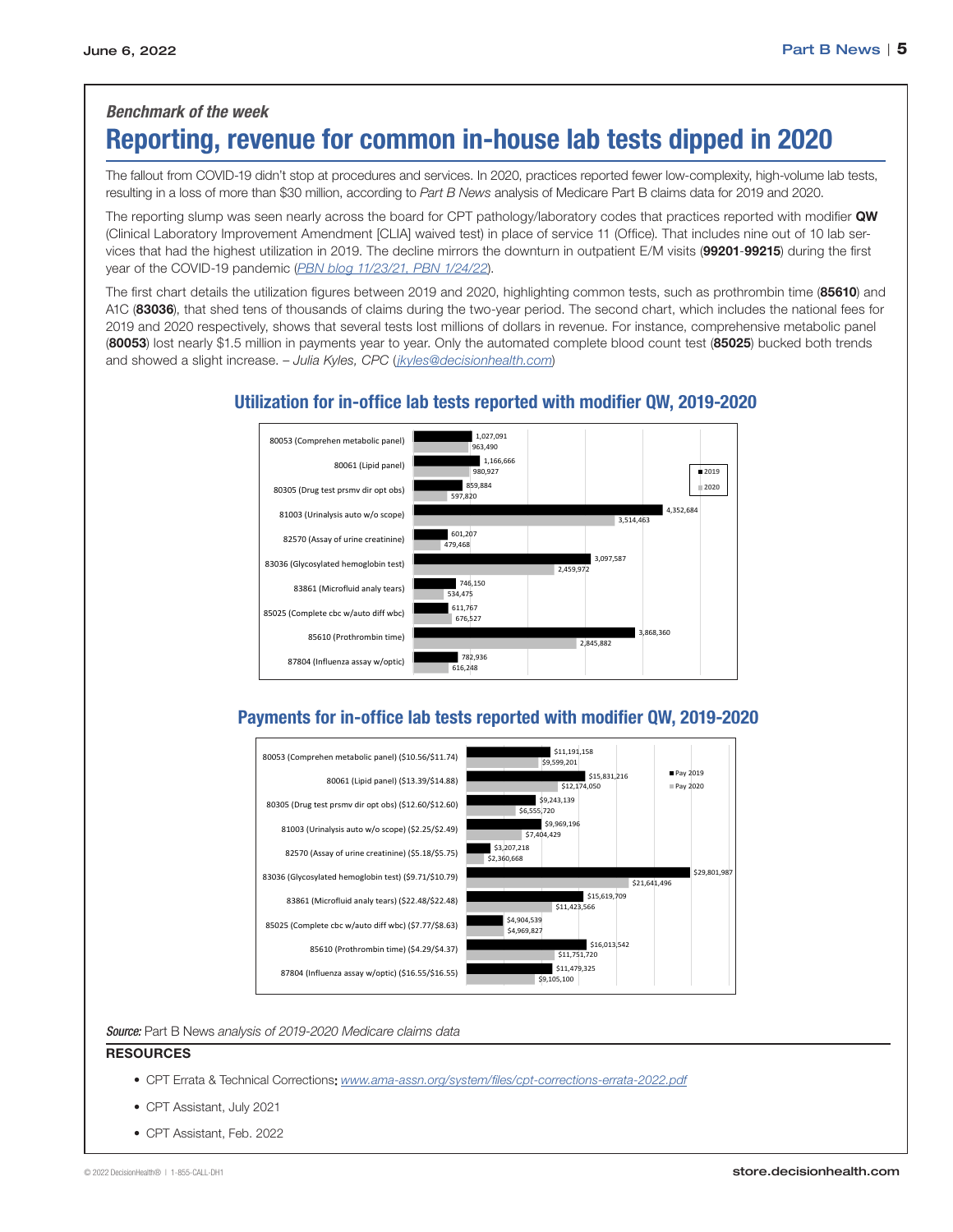*Benchmark of the week*

# Reporting, revenue for common in-house lab tests dipped in 2020

The fallout from COVID-19 didn't stop at procedures and services. In 2020, practices reported fewer low-complexity, high-volume lab tests, resulting in a loss of more than $30 million, according to *Part B News* analysis of Medicare Part B claims data for 2019 and 2020.

The reporting slump was seen nearly across the board for CPT pathology/laboratory codes that practices reported with modifier **QW** (Clinical Laboratory Improvement Amendment [CLIA] waived test) in place of service 11 (Office). That includes nine out of 10 lab services that had the highest utilization in 2019. The decline mirrors the downturn in outpatient E/M visits (**99201**-**99215**) during the first year of the COVID-19 pandemic (*PBN blog 11/23/21, PBN 1/24/22*).

The first chart details the utilization figures between 2019 and 2020, highlighting common tests, such as prothrombin time (**85610**) and A1C (**83036**), that shed tens of thousands of claims during the two-year period. The second chart, which includes the national fees for 2019 and 2020 respectively, shows that several tests lost millions of dollars in revenue. For instance, comprehensive metabolic panel (**80053**) lost nearly $1.5 million in payments year to year. Only the automated complete blood count test (**85025**) bucked both trends and showed a slight increase. – *Julia Kyles, CPC* (*jkyles@decisionhealth.com*)

## Utilization for in-office lab tests reported with modifier QW, 2019-2020

| Code | 2019 | 2020 |
|---|---|---|
| 80053 (Comprehen metabolic panel) | 1,027,091 | 963,490 |
| 80061 (Lipid panel) | 1,166,666 | 980,927 |
| 80305 (Drug test prsmv dir opt obs) | 859,884 | 597,820 |
| 81003 (Urinalysis auto w/o scope) | 4,352,684 | 3,514,463 |
| 82570 (Assay of urine creatinine) | 601,207 | 479,468 |
| 83036 (Glycosylated hemoglobin test) | 3,097,587 | 2,459,972 |
| 83861 (Microfluid analy tears) | 746,150 | 534,475 |
| 85025 (Complete cbc w/auto diff wbc) | 611,767 | 676,527 |
| 85610 (Prothrombin time) | 3,868,360 | 2,845,882 |
| 87804 (Influenza assay w/optic) | 782,936 | 616,248 |

## Payments for in-office lab tests reported with modifier QW, 2019-2020

| Code | Pay 2019 | Pay 2020 |
|---|---|---|
| 80053 (Comprehen metabolic panel) ($10.56/$11.74) | $11,191,158 | $9,599,201 |
| 80061 (Lipid panel) ($13.39/$14.88) | $15,831,216 | $12,174,050 |
| 80305 (Drug test prsmv dir opt obs) ($12.60/$12.60) | $9,243,139 | $6,555,720 |
| 81003 (Urinalysis auto w/o scope) ($2.25/$2.49) | $9,969,196 | $7,404,429 |
| 82570 (Assay of urine creatinine) ($5.18/$5.75) | $3,207,218 | $2,360,668 |
| 83036 (Glycosylated hemoglobin test) ($9.71/$10.79) | $29,801,987 | $21,641,496 |
| 83861 (Microfluid analy tears) ($22.48/$22.48) | $15,619,709 | $11,423,566 |
| 85025 (Complete cbc w/auto diff wbc) ($7.77/$8.63) | $4,904,539 | $4,969,827 |
| 85610 (Prothrombin time) ($4.29/$4.37) | $16,013,542 | $11,751,720 |
| 87804 (Influenza assay w/optic) ($16.55/$16.55) | $11,479,325 | $9,105,100 |

***Source:*** Part B News *analysis of 2019-2020 Medicare claims data*

**RESOURCES**

- CPT Errata & Technical Corrections: *www.ama-assn.org/system/files/cpt-corrections-errata-2022.pdf*
- CPT Assistant, July 2021
- CPT Assistant, Feb. 2022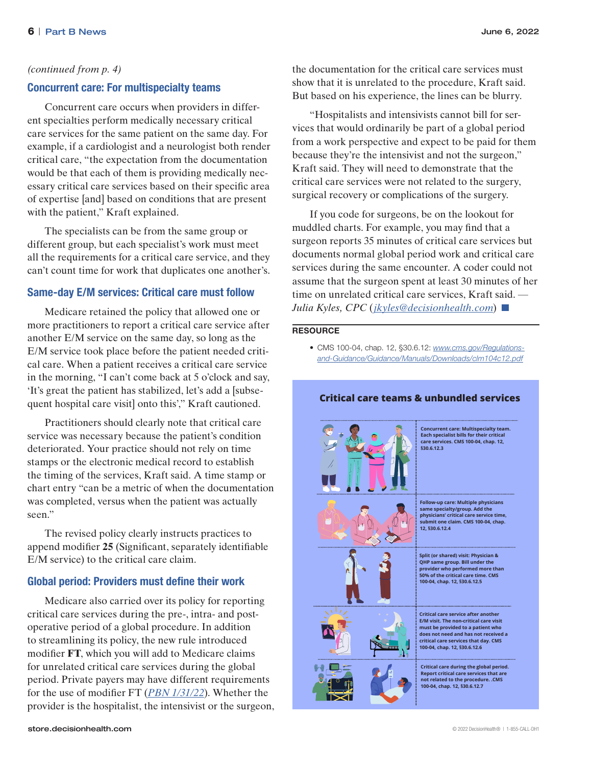*(continued from p. 4)*

### Concurrent care: For multispecialty teams

Concurrent care occurs when providers in different specialties perform medically necessary critical care services for the same patient on the same day. For example, if a cardiologist and a neurologist both render critical care, "the expectation from the documentation would be that each of them is providing medically necessary critical care services based on their specific area of expertise [and] based on conditions that are present with the patient," Kraft explained.

The specialists can be from the same group or different group, but each specialist's work must meet all the requirements for a critical care service, and they can't count time for work that duplicates one another's.

### Same-day E/M services: Critical care must follow

Medicare retained the policy that allowed one or more practitioners to report a critical care service after another E/M service on the same day, so long as the E/M service took place before the patient needed critical care. When a patient receives a critical care service in the morning, "I can't come back at 5 o'clock and say, 'It's great the patient has stabilized, let's add a [subsequent hospital care visit] onto this'," Kraft cautioned.

Practitioners should clearly note that critical care service was necessary because the patient's condition deteriorated. Your practice should not rely on time stamps or the electronic medical record to establish the timing of the services, Kraft said. A time stamp or chart entry "can be a metric of when the documentation was completed, versus when the patient was actually seen."

The revised policy clearly instructs practices to append modifier **25** (Significant, separately identifiable E/M service) to the critical care claim.

### Global period: Providers must define their work

Medicare also carried over its policy for reporting critical care services during the pre-, intra- and post-operative period of a global procedure. In addition to streamlining its policy, the new rule introduced modifier **FT**, which you will add to Medicare claims for unrelated critical care services during the global period. Private payers may have different requirements for the use of modifier FT (*PBN 1/31/22*). Whether the provider is the hospitalist, the intensivist or the surgeon, the documentation for the critical care services must show that it is unrelated to the procedure, Kraft said. But based on his experience, the lines can be blurry.

"Hospitalists and intensivists cannot bill for services that would ordinarily be part of a global period from a work perspective and expect to be paid for them because they're the intensivist and not the surgeon," Kraft said. They will need to demonstrate that the critical care services were not related to the surgery, surgical recovery or complications of the surgery.

If you code for surgeons, be on the lookout for muddled charts. For example, you may find that a surgeon reports 35 minutes of critical care services but documents normal global period work and critical care services during the same encounter. A coder could not assume that the surgeon spent at least 30 minutes of her time on unrelated critical care services, Kraft said. — *Julia Kyles, CPC* (*jkyles@decisionhealth.com*) ■

**RESOURCE**

- CMS 100-04, chap. 12, §30.6.12: *www.cms.gov/Regulations-and-Guidance/Guidance/Manuals/Downloads/clm104c12.pdf*

**Critical care teams & unbundled services**

**Concurrent care: Multispecialty team.** Each specialist bills for their critical care services. CMS 100-04, chap. 12, §30.6.12.3

**Follow-up care: Multiple physicians same specialty/group.** Add the physicians' critical care service time, submit one claim. CMS 100-04, chap. 12, §30.6.12.4

**Split (or shared) visit: Physician & QHP same group.** Bill under the provider who performed more than 50% of the critical care time. CMS 100-04, chap. 12, §30.6.12.5

**Critical care service after another E/M visit.** The non-critical care visit must be provided to a patient who does not need and has not received a critical care services that day. CMS 100-04, chap. 12, §30.6.12.6

**Critical care during the global period.** Report critical care services that are not related to the procedure. .CMS 100-04, chap. 12, §30.6.12.7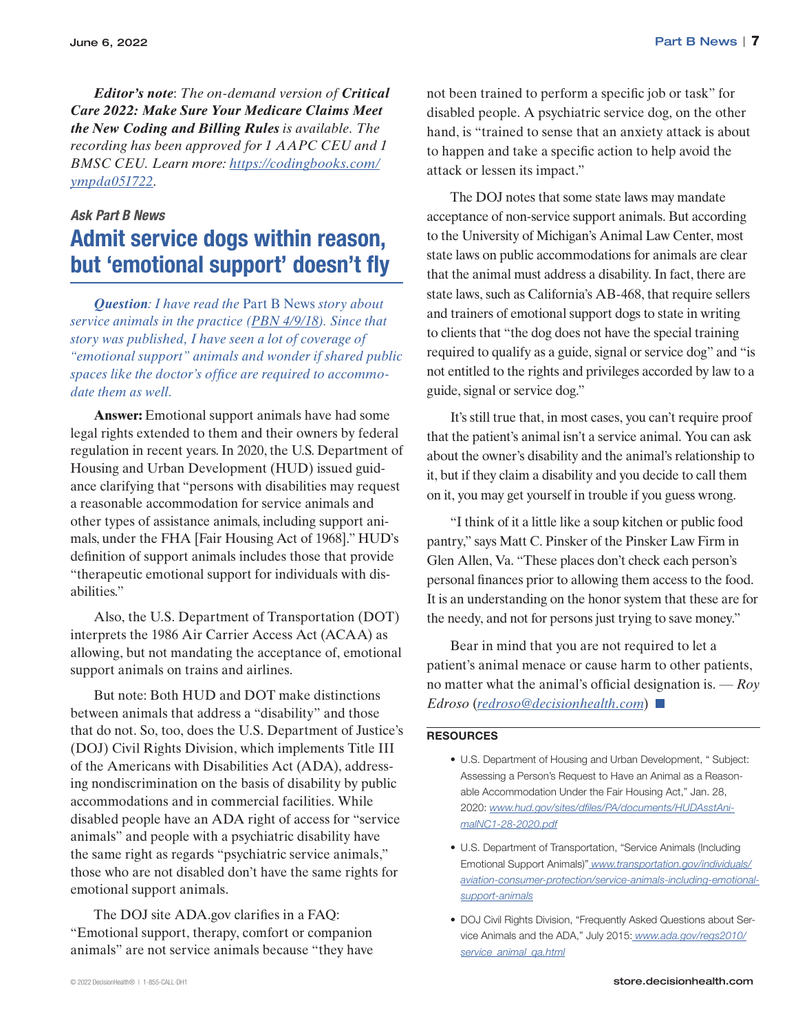***Editor's note**: The on-demand version of **Critical Care 2022: Make Sure Your Medicare Claims Meet the New Coding and Billing Rules** is available. The recording has been approved for 1 AAPC CEU and 1 BMSC CEU. Learn more: https://codingbooks.com/ympda051722.*

*Ask Part B News*

# Admit service dogs within reason, but 'emotional support' doesn't fly

***Question**: I have read the* Part B News *story about service animals in the practice (PBN 4/9/18). Since that story was published, I have seen a lot of coverage of "emotional support" animals and wonder if shared public spaces like the doctor's office are required to accommodate them as well.*

**Answer:** Emotional support animals have had some legal rights extended to them and their owners by federal regulation in recent years. In 2020, the U.S. Department of Housing and Urban Development (HUD) issued guidance clarifying that "persons with disabilities may request a reasonable accommodation for service animals and other types of assistance animals, including support animals, under the FHA [Fair Housing Act of 1968]." HUD's definition of support animals includes those that provide "therapeutic emotional support for individuals with disabilities."

Also, the U.S. Department of Transportation (DOT) interprets the 1986 Air Carrier Access Act (ACAA) as allowing, but not mandating the acceptance of, emotional support animals on trains and airlines.

But note: Both HUD and DOT make distinctions between animals that address a "disability" and those that do not. So, too, does the U.S. Department of Justice's (DOJ) Civil Rights Division, which implements Title III of the Americans with Disabilities Act (ADA), addressing nondiscrimination on the basis of disability by public accommodations and in commercial facilities. While disabled people have an ADA right of access for "service animals" and people with a psychiatric disability have the same right as regards "psychiatric service animals," those who are not disabled don't have the same rights for emotional support animals.

The DOJ site ADA.gov clarifies in a FAQ: "Emotional support, therapy, comfort or companion animals" are not service animals because "they have not been trained to perform a specific job or task" for disabled people. A psychiatric service dog, on the other hand, is "trained to sense that an anxiety attack is about to happen and take a specific action to help avoid the attack or lessen its impact."

The DOJ notes that some state laws may mandate acceptance of non-service support animals. But according to the University of Michigan's Animal Law Center, most state laws on public accommodations for animals are clear that the animal must address a disability. In fact, there are state laws, such as California's AB-468, that require sellers and trainers of emotional support dogs to state in writing to clients that "the dog does not have the special training required to qualify as a guide, signal or service dog" and "is not entitled to the rights and privileges accorded by law to a guide, signal or service dog."

It's still true that, in most cases, you can't require proof that the patient's animal isn't a service animal. You can ask about the owner's disability and the animal's relationship to it, but if they claim a disability and you decide to call them on it, you may get yourself in trouble if you guess wrong.

"I think of it a little like a soup kitchen or public food pantry," says Matt C. Pinsker of the Pinsker Law Firm in Glen Allen, Va. "These places don't check each person's personal finances prior to allowing them access to the food. It is an understanding on the honor system that these are for the needy, and not for persons just trying to save money."

Bear in mind that you are not required to let a patient's animal menace or cause harm to other patients, no matter what the animal's official designation is. — *Roy Edroso* (redroso@decisionhealth.com)

**RESOURCES**

- U.S. Department of Housing and Urban Development, " Subject: Assessing a Person's Request to Have an Animal as a Reasonable Accommodation Under the Fair Housing Act," Jan. 28, 2020: www.hud.gov/sites/dfiles/PA/documents/HUDAsstAnimalNC1-28-2020.pdf
- U.S. Department of Transportation, "Service Animals (Including Emotional Support Animals)" www.transportation.gov/individuals/aviation-consumer-protection/service-animals-including-emotional-support-animals
- DOJ Civil Rights Division, "Frequently Asked Questions about Service Animals and the ADA," July 2015: www.ada.gov/regs2010/service_animal_qa.html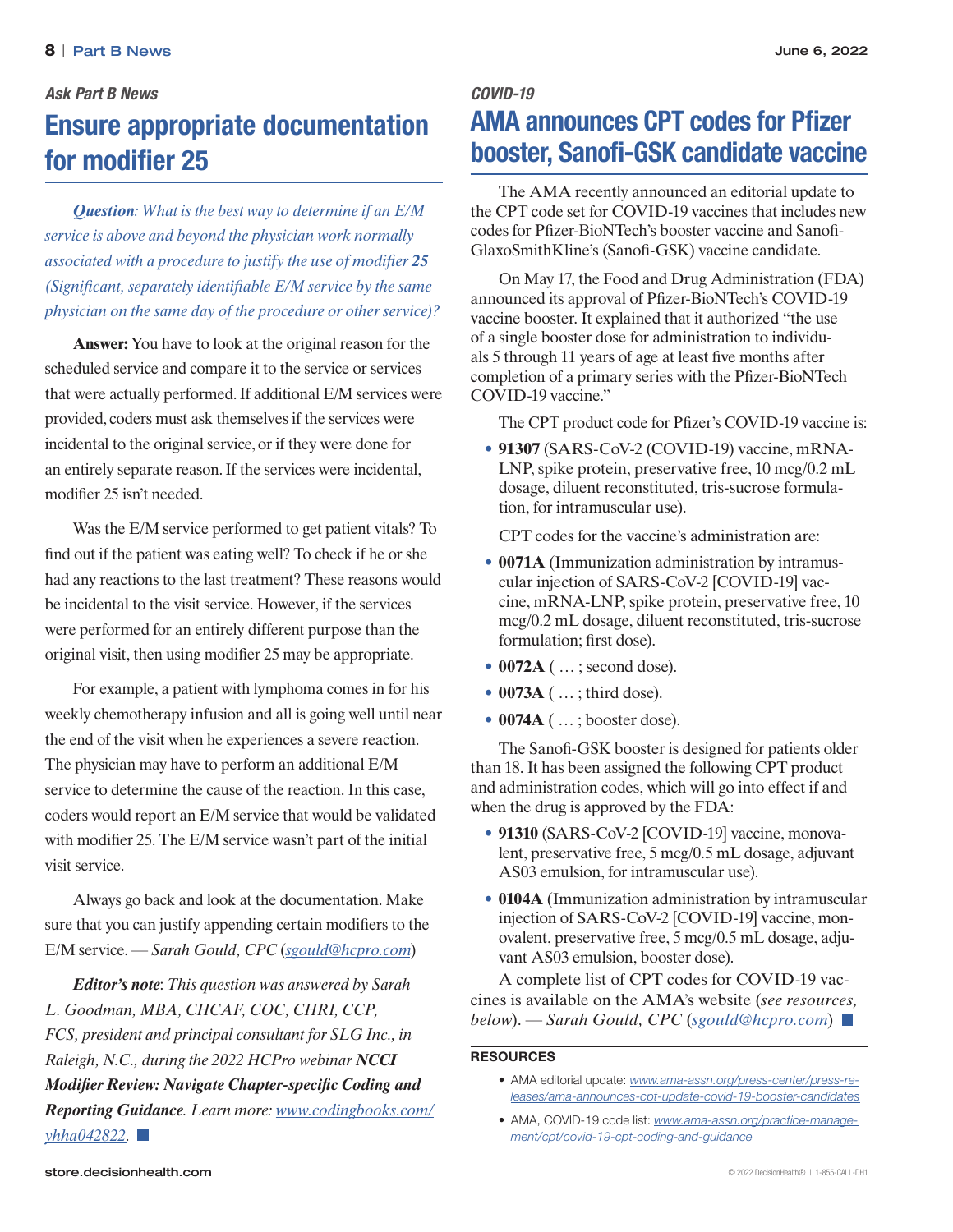*Ask Part B News*

## Ensure appropriate documentation for modifier 25

***Question**: What is the best way to determine if an E/M service is above and beyond the physician work normally associated with a procedure to justify the use of modifier **25** (Significant, separately identifiable E/M service by the same physician on the same day of the procedure or other service)?*

**Answer:** You have to look at the original reason for the scheduled service and compare it to the service or services that were actually performed. If additional E/M services were provided, coders must ask themselves if the services were incidental to the original service, or if they were done for an entirely separate reason. If the services were incidental, modifier 25 isn't needed.

Was the E/M service performed to get patient vitals? To find out if the patient was eating well? To check if he or she had any reactions to the last treatment? These reasons would be incidental to the visit service. However, if the services were performed for an entirely different purpose than the original visit, then using modifier 25 may be appropriate.

For example, a patient with lymphoma comes in for his weekly chemotherapy infusion and all is going well until near the end of the visit when he experiences a severe reaction. The physician may have to perform an additional E/M service to determine the cause of the reaction. In this case, coders would report an E/M service that would be validated with modifier 25. The E/M service wasn't part of the initial visit service.

Always go back and look at the documentation. Make sure that you can justify appending certain modifiers to the E/M service. — *Sarah Gould, CPC* (sgould@hcpro.com)

***Editor's note**: This question was answered by Sarah L. Goodman, MBA, CHCAF, COC, CHRI, CCP, FCS, president and principal consultant for SLG Inc., in Raleigh, N.C., during the 2022 HCPro webinar **NCCI Modifier Review: Navigate Chapter-specific Coding and Reporting Guidance**. Learn more: www.codingbooks.com/yhha042822.*

*COVID-19*

## AMA announces CPT codes for Pfizer booster, Sanofi-GSK candidate vaccine

The AMA recently announced an editorial update to the CPT code set for COVID-19 vaccines that includes new codes for Pfizer-BioNTech's booster vaccine and Sanofi-GlaxoSmithKline's (Sanofi-GSK) vaccine candidate.

On May 17, the Food and Drug Administration (FDA) announced its approval of Pfizer-BioNTech's COVID-19 vaccine booster. It explained that it authorized "the use of a single booster dose for administration to individuals 5 through 11 years of age at least five months after completion of a primary series with the Pfizer-BioNTech COVID-19 vaccine."

The CPT product code for Pfizer's COVID-19 vaccine is:

- **91307** (SARS-CoV-2 (COVID-19) vaccine, mRNA-LNP, spike protein, preservative free, 10 mcg/0.2 mL dosage, diluent reconstituted, tris-sucrose formulation, for intramuscular use).

CPT codes for the vaccine's administration are:

- **0071A** (Immunization administration by intramuscular injection of SARS-CoV-2 [COVID-19] vaccine, mRNA-LNP, spike protein, preservative free, 10 mcg/0.2 mL dosage, diluent reconstituted, tris-sucrose formulation; first dose).
- **0072A** ( … ; second dose).
- **0073A** ( … ; third dose).
- **0074A** ( … ; booster dose).

The Sanofi-GSK booster is designed for patients older than 18. It has been assigned the following CPT product and administration codes, which will go into effect if and when the drug is approved by the FDA:

- **91310** (SARS-CoV-2 [COVID-19] vaccine, monovalent, preservative free, 5 mcg/0.5 mL dosage, adjuvant AS03 emulsion, for intramuscular use).
- **0104A** (Immunization administration by intramuscular injection of SARS-CoV-2 [COVID-19] vaccine, monovalent, preservative free, 5 mcg/0.5 mL dosage, adjuvant AS03 emulsion, booster dose).

A complete list of CPT codes for COVID-19 vaccines is available on the AMA's website (*see resources, below*). — *Sarah Gould, CPC* (sgould@hcpro.com)

**RESOURCES**

- AMA editorial update: *www.ama-assn.org/press-center/press-releases/ama-announces-cpt-update-covid-19-booster-candidates*
- AMA, COVID-19 code list: *www.ama-assn.org/practice-management/cpt/covid-19-cpt-coding-and-guidance*